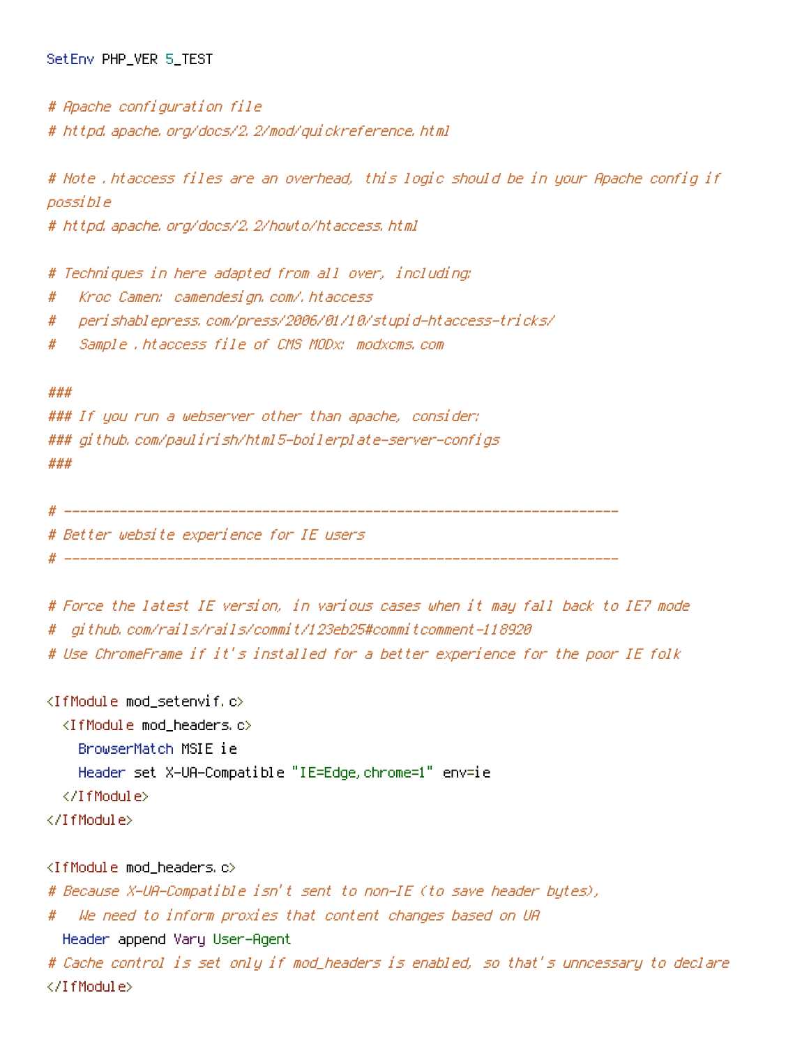```apache
SetEnv PHP_VER 5_TEST

# Apache configuration file
# httpd.apache.org/docs/2.2/mod/quickreference.html

# Note .htaccess files are an overhead, this logic should be in your Apache config if
possible
# httpd.apache.org/docs/2.2/howto/htaccess.html

# Techniques in here adapted from all over, including:
#   Kroc Camen: camendesign.com/.htaccess
#   perishablepress.com/press/2006/01/10/stupid-htaccess-tricks/
#   Sample .htaccess file of CMS MODx: modxcms.com

###
### If you run a webserver other than apache, consider:
### github.com/paulirish/html5-boilerplate-server-configs
###

# ----------------------------------------------------------------------
# Better website experience for IE users
# ----------------------------------------------------------------------

# Force the latest IE version, in various cases when it may fall back to IE7 mode
#  github.com/rails/rails/commit/123eb25#commitcomment-118920
# Use ChromeFrame if it's installed for a better experience for the poor IE folk

<IfModule mod_setenvif.c>
  <IfModule mod_headers.c>
    BrowserMatch MSIE ie
    Header set X-UA-Compatible "IE=Edge,chrome=1" env=ie
  </IfModule>
</IfModule>

<IfModule mod_headers.c>
# Because X-UA-Compatible isn't sent to non-IE (to save header bytes),
#   We need to inform proxies that content changes based on UA
  Header append Vary User-Agent
# Cache control is set only if mod_headers is enabled, so that's unncessary to declare
</IfModule>
```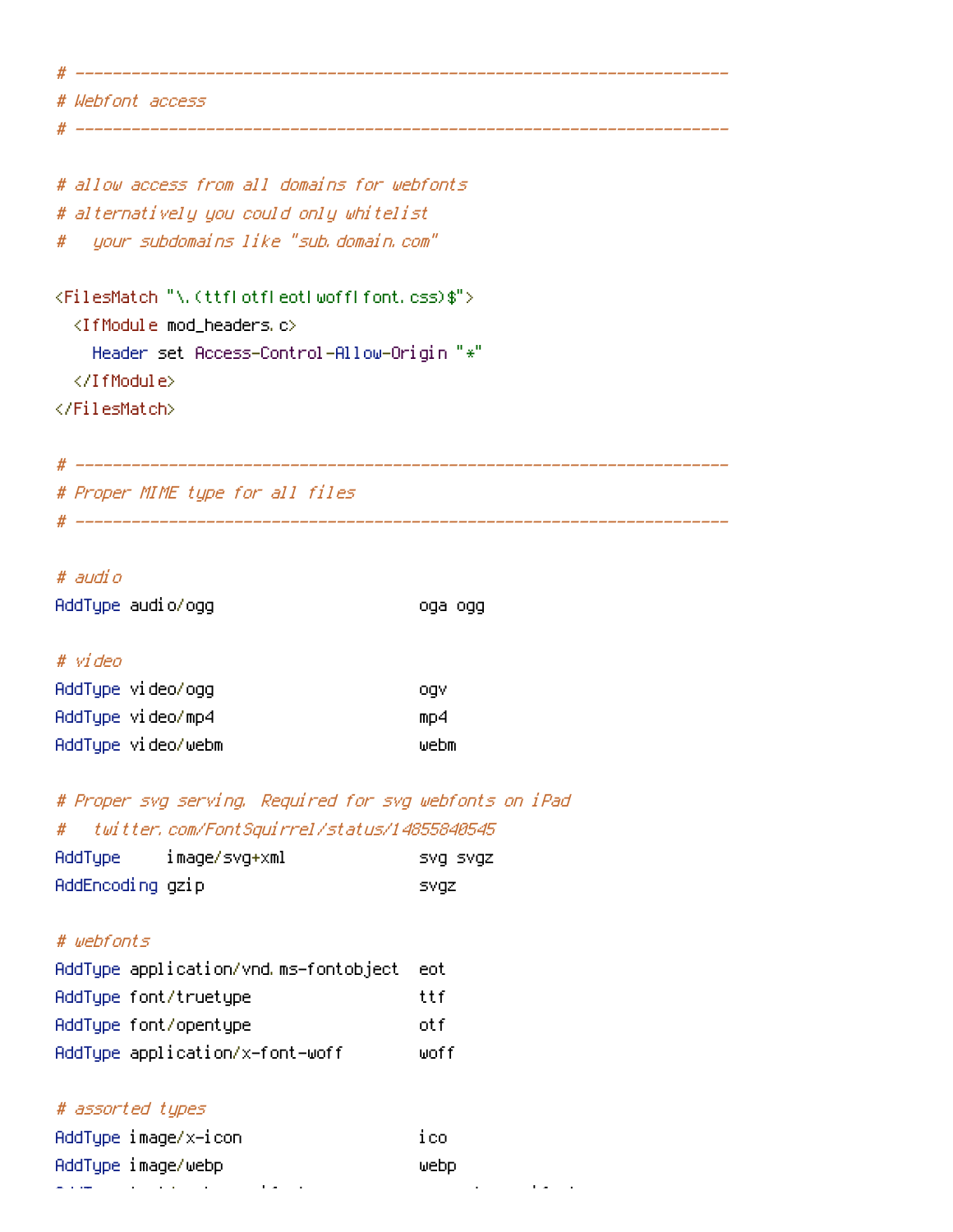```
# ----------------------------------------------------------------------
# Webfont access
# ----------------------------------------------------------------------

# allow access from all domains for webfonts
# alternatively you could only whitelist
#   your subdomains like "sub.domain.com"

<FilesMatch "\.(ttf|otf|eot|woff|font.css)$">
  <IfModule mod_headers.c>
    Header set Access-Control-Allow-Origin "*"
  </IfModule>
</FilesMatch>

# ----------------------------------------------------------------------
# Proper MIME type for all files
# ----------------------------------------------------------------------

# audio
AddType audio/ogg                      oga ogg

# video
AddType video/ogg                      ogv
AddType video/mp4                      mp4
AddType video/webm                     webm

# Proper svg serving. Required for svg webfonts on iPad
#   twitter.com/FontSquirrel/status/14855840545
AddType     image/svg+xml              svg svgz
AddEncoding gzip                       svgz

# webfonts
AddType application/vnd.ms-fontobject  eot
AddType font/truetype                  ttf
AddType font/opentype                  otf
AddType application/x-font-woff        woff

# assorted types
AddType image/x-icon                   ico
AddType image/webp                     webp
```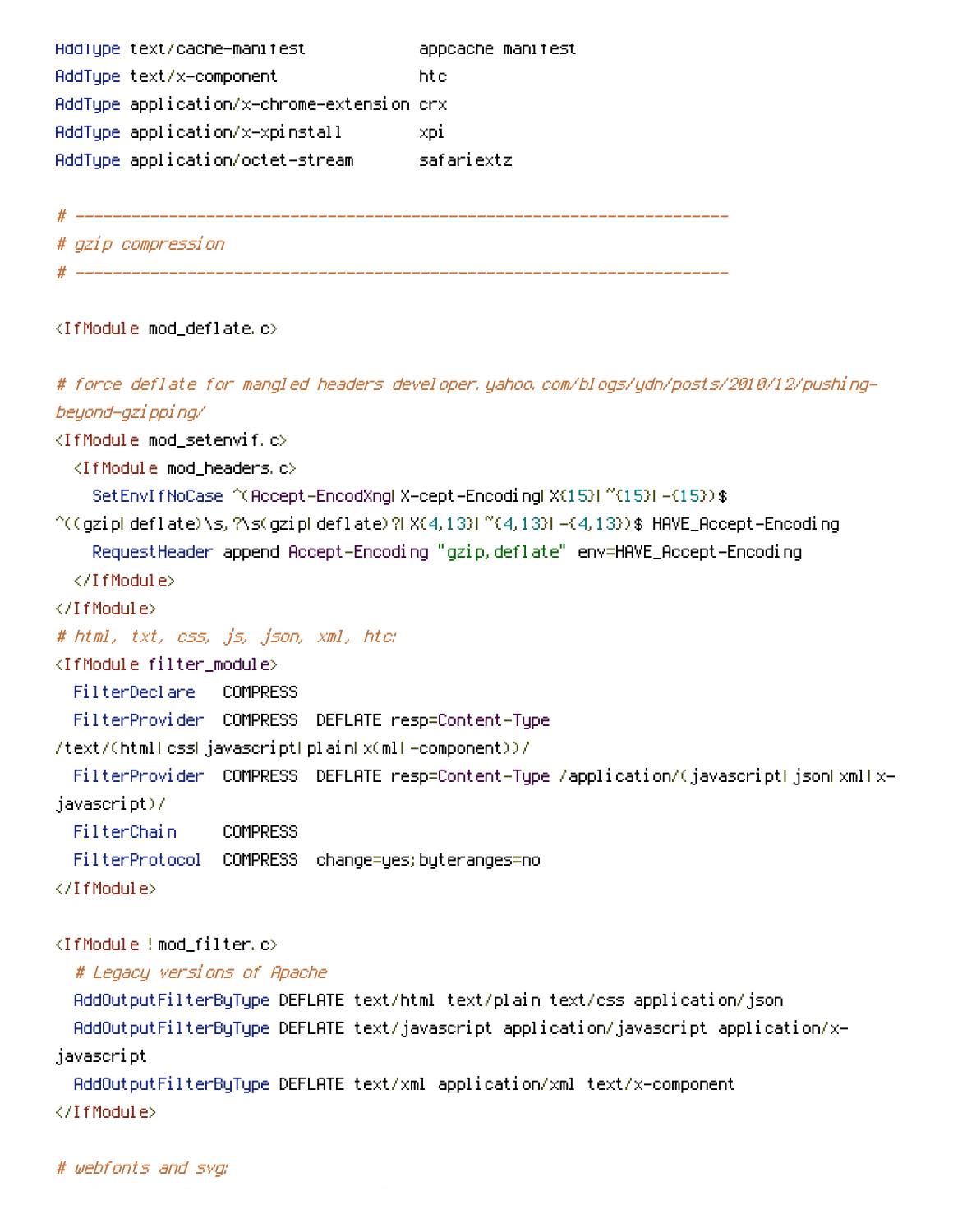```
AddType text/cache-manifest            appcache manifest
AddType text/x-component               htc
AddType application/x-chrome-extension crx
AddType application/x-xpinstall        xpi
AddType application/octet-stream       safariextz

# ----------------------------------------------------------------------
# gzip compression
# ----------------------------------------------------------------------

<IfModule mod_deflate.c>

# force deflate for mangled headers developer.yahoo.com/blogs/ydn/posts/2010/12/pushing-beyond-gzipping/
<IfModule mod_setenvif.c>
  <IfModule mod_headers.c>
    SetEnvIfNoCase ^(Accept-EncodXng|X-cept-Encoding|X{15}|~{15}|-{15})$ ^((gzip|deflate)\s,?\s(gzip|deflate)?|X{4,13}|~{4,13}|-{4,13})$ HAVE_Accept-Encoding
    RequestHeader append Accept-Encoding "gzip,deflate" env=HAVE_Accept-Encoding
  </IfModule>
</IfModule>
# html, txt, css, js, json, xml, htc:
<IfModule filter_module>
  FilterDeclare   COMPRESS
  FilterProvider  COMPRESS  DEFLATE resp=Content-Type /text/(html|css|javascript|plain|x(ml|-component))/
  FilterProvider  COMPRESS  DEFLATE resp=Content-Type /application/(javascript|json|xml|x-javascript)/
  FilterChain     COMPRESS
  FilterProtocol  COMPRESS  change=yes;byteranges=no
</IfModule>

<IfModule !mod_filter.c>
  # Legacy versions of Apache
  AddOutputFilterByType DEFLATE text/html text/plain text/css application/json
  AddOutputFilterByType DEFLATE text/javascript application/javascript application/x-javascript
  AddOutputFilterByType DEFLATE text/xml application/xml text/x-component
</IfModule>

# webfonts and svg:
```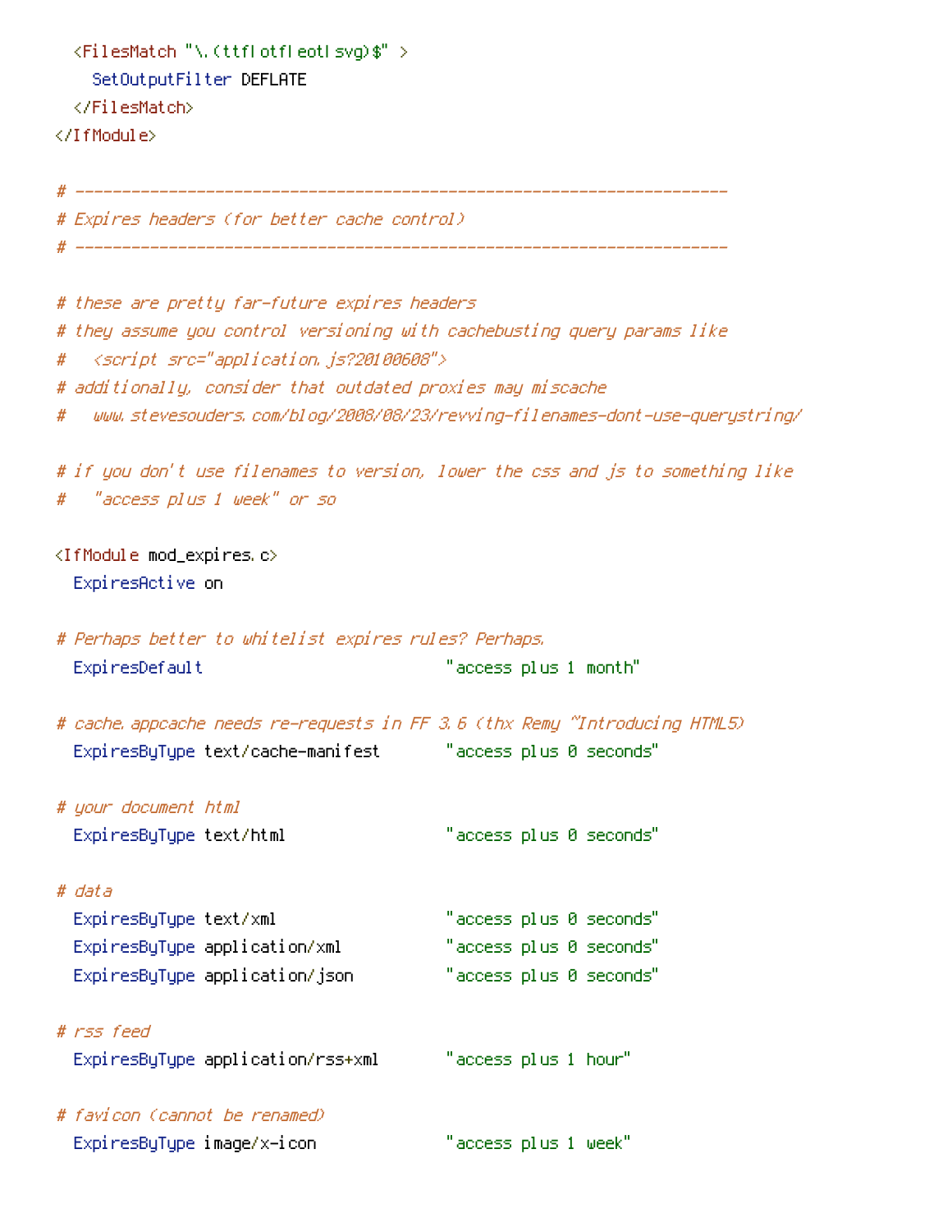```
  <FilesMatch "\.(ttf|otf|eot|svg)$" >
    SetOutputFilter DEFLATE
  </FilesMatch>
</IfModule>

# ----------------------------------------------------------------------
# Expires headers (for better cache control)
# ----------------------------------------------------------------------

# these are pretty far-future expires headers
# they assume you control versioning with cachebusting query params like
#   <script src="application.js?20100608">
# additionally, consider that outdated proxies may miscache
#   www.stevesouders.com/blog/2008/08/23/revving-filenames-dont-use-querystring/

# if you don't use filenames to version, lower the css and js to something like
#   "access plus 1 week" or so

<IfModule mod_expires.c>
  ExpiresActive on

# Perhaps better to whitelist expires rules? Perhaps.
  ExpiresDefault                          "access plus 1 month"

# cache.appcache needs re-requests in FF 3.6 (thx Remy ~Introducing HTML5)
  ExpiresByType text/cache-manifest       "access plus 0 seconds"

# your document html
  ExpiresByType text/html                 "access plus 0 seconds"

# data
  ExpiresByType text/xml                  "access plus 0 seconds"
  ExpiresByType application/xml           "access plus 0 seconds"
  ExpiresByType application/json          "access plus 0 seconds"

# rss feed
  ExpiresByType application/rss+xml       "access plus 1 hour"

# favicon (cannot be renamed)
  ExpiresByType image/x-icon              "access plus 1 week"
```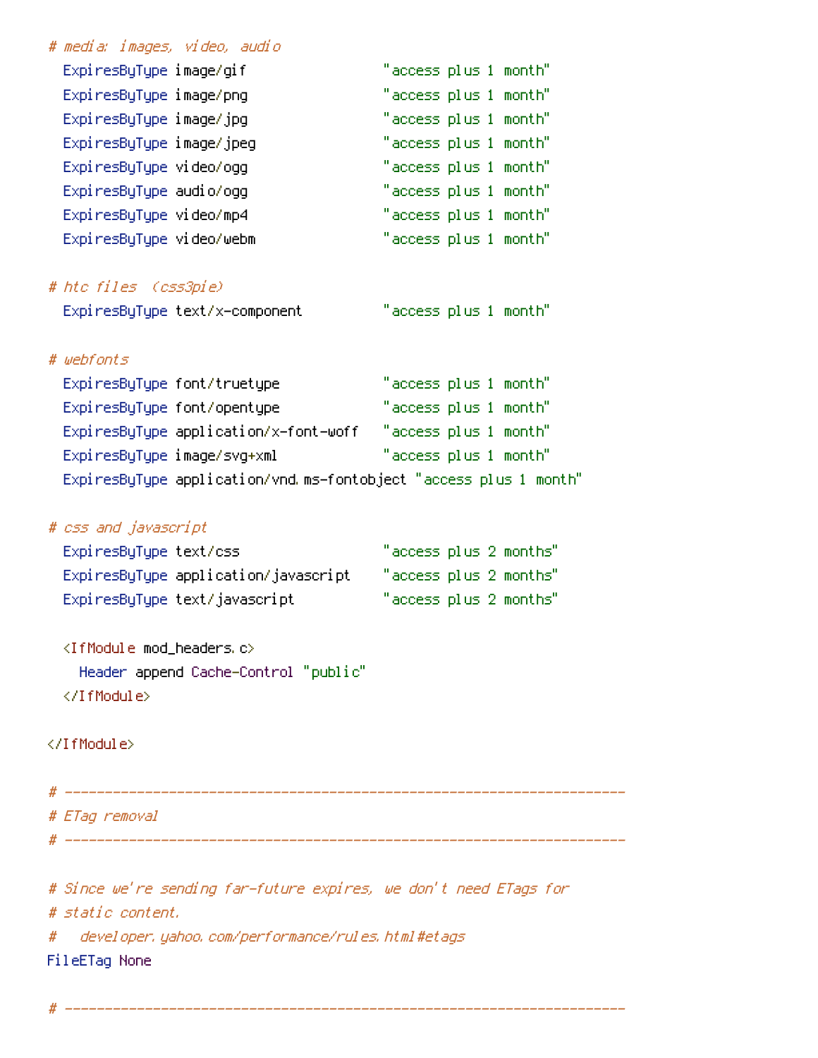```
# media: images, video, audio
  ExpiresByType image/gif                 "access plus 1 month"
  ExpiresByType image/png                 "access plus 1 month"
  ExpiresByType image/jpg                 "access plus 1 month"
  ExpiresByType image/jpeg                "access plus 1 month"
  ExpiresByType video/ogg                 "access plus 1 month"
  ExpiresByType audio/ogg                 "access plus 1 month"
  ExpiresByType video/mp4                 "access plus 1 month"
  ExpiresByType video/webm                "access plus 1 month"

# htc files  (css3pie)
  ExpiresByType text/x-component          "access plus 1 month"

# webfonts
  ExpiresByType font/truetype             "access plus 1 month"
  ExpiresByType font/opentype             "access plus 1 month"
  ExpiresByType application/x-font-woff   "access plus 1 month"
  ExpiresByType image/svg+xml             "access plus 1 month"
  ExpiresByType application/vnd.ms-fontobject "access plus 1 month"

# css and javascript
  ExpiresByType text/css                  "access plus 2 months"
  ExpiresByType application/javascript    "access plus 2 months"
  ExpiresByType text/javascript           "access plus 2 months"

  <IfModule mod_headers.c>
    Header append Cache-Control "public"
  </IfModule>

</IfModule>

# ----------------------------------------------------------------------
# ETag removal
# ----------------------------------------------------------------------

# Since we're sending far-future expires, we don't need ETags for
# static content.
#   developer.yahoo.com/performance/rules.html#etags
FileETag None

# ----------------------------------------------------------------------
```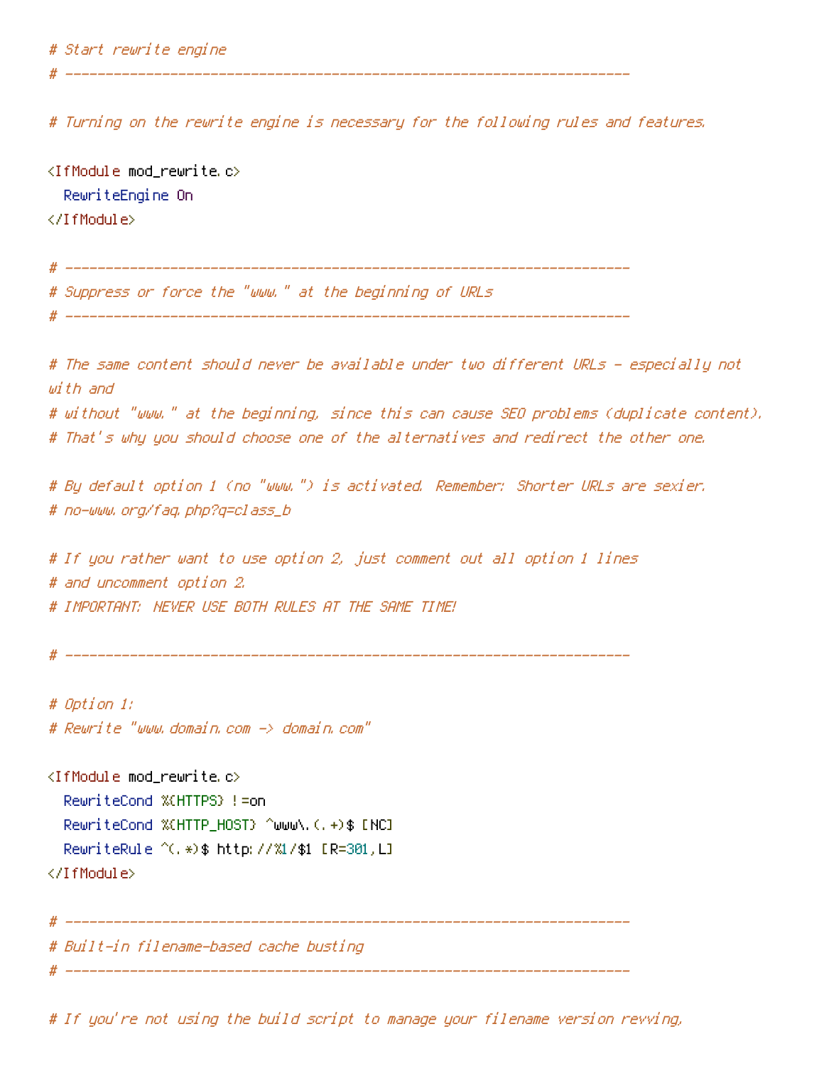```
# Start rewrite engine
# ----------------------------------------------------------------------

# Turning on the rewrite engine is necessary for the following rules and features.

<IfModule mod_rewrite.c>
  RewriteEngine On
</IfModule>

# ----------------------------------------------------------------------
# Suppress or force the "www." at the beginning of URLs
# ----------------------------------------------------------------------

# The same content should never be available under two different URLs - especially not
with and
# without "www." at the beginning, since this can cause SEO problems (duplicate content).
# That's why you should choose one of the alternatives and redirect the other one.

# By default option 1 (no "www.") is activated. Remember: Shorter URLs are sexier.
# no-www.org/faq.php?q=class_b

# If you rather want to use option 2, just comment out all option 1 lines
# and uncomment option 2.
# IMPORTANT: NEVER USE BOTH RULES AT THE SAME TIME!

# ----------------------------------------------------------------------

# Option 1:
# Rewrite "www.domain.com -> domain.com"

<IfModule mod_rewrite.c>
  RewriteCond %{HTTPS} !=on
  RewriteCond %{HTTP_HOST} ^www\.(.+)$ [NC]
  RewriteRule ^(.*)$ http://%1/$1 [R=301,L]
</IfModule>

# ----------------------------------------------------------------------
# Built-in filename-based cache busting
# ----------------------------------------------------------------------

# If you're not using the build script to manage your filename version revving,
```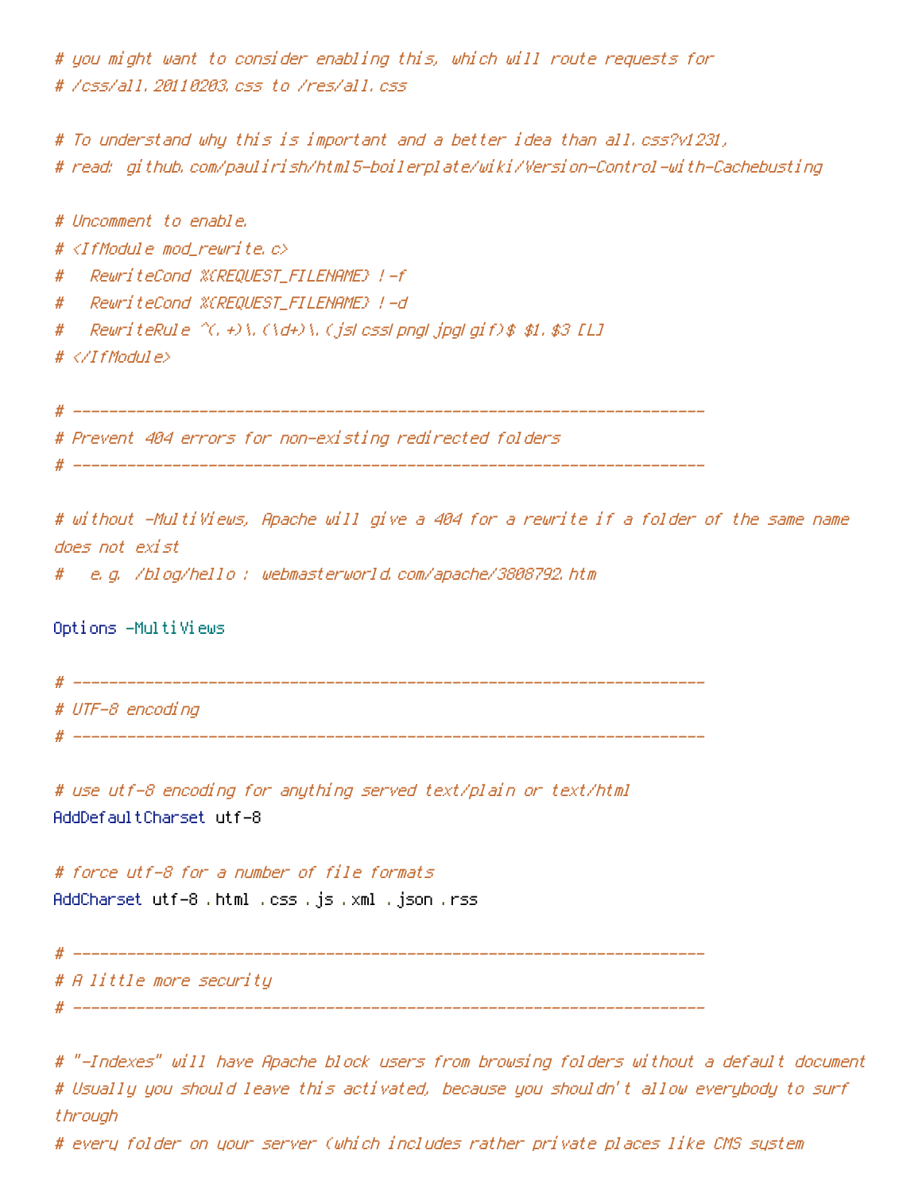```
# you might want to consider enabling this, which will route requests for
# /css/all.20110203.css to /res/all.css

# To understand why this is important and a better idea than all.css?v1231,
# read: github.com/paulirish/html5-boilerplate/wiki/Version-Control-with-Cachebusting

# Uncomment to enable.
# <IfModule mod_rewrite.c>
#   RewriteCond %{REQUEST_FILENAME} !-f
#   RewriteCond %{REQUEST_FILENAME} !-d
#   RewriteRule ^(.+)\.(\d+)\.(js|css|png|jpg|gif)$ $1.$3 [L]
# </IfModule>

# ----------------------------------------------------------------------
# Prevent 404 errors for non-existing redirected folders
# ----------------------------------------------------------------------

# without -MultiViews, Apache will give a 404 for a rewrite if a folder of the same name
does not exist
#   e.g. /blog/hello : webmasterworld.com/apache/3808792.htm

Options -MultiViews

# ----------------------------------------------------------------------
# UTF-8 encoding
# ----------------------------------------------------------------------

# use utf-8 encoding for anything served text/plain or text/html
AddDefaultCharset utf-8

# force utf-8 for a number of file formats
AddCharset utf-8 .html .css .js .xml .json .rss

# ----------------------------------------------------------------------
# A little more security
# ----------------------------------------------------------------------

# "-Indexes" will have Apache block users from browsing folders without a default document
# Usually you should leave this activated, because you shouldn't allow everybody to surf
through
# every folder on your server (which includes rather private places like CMS system
```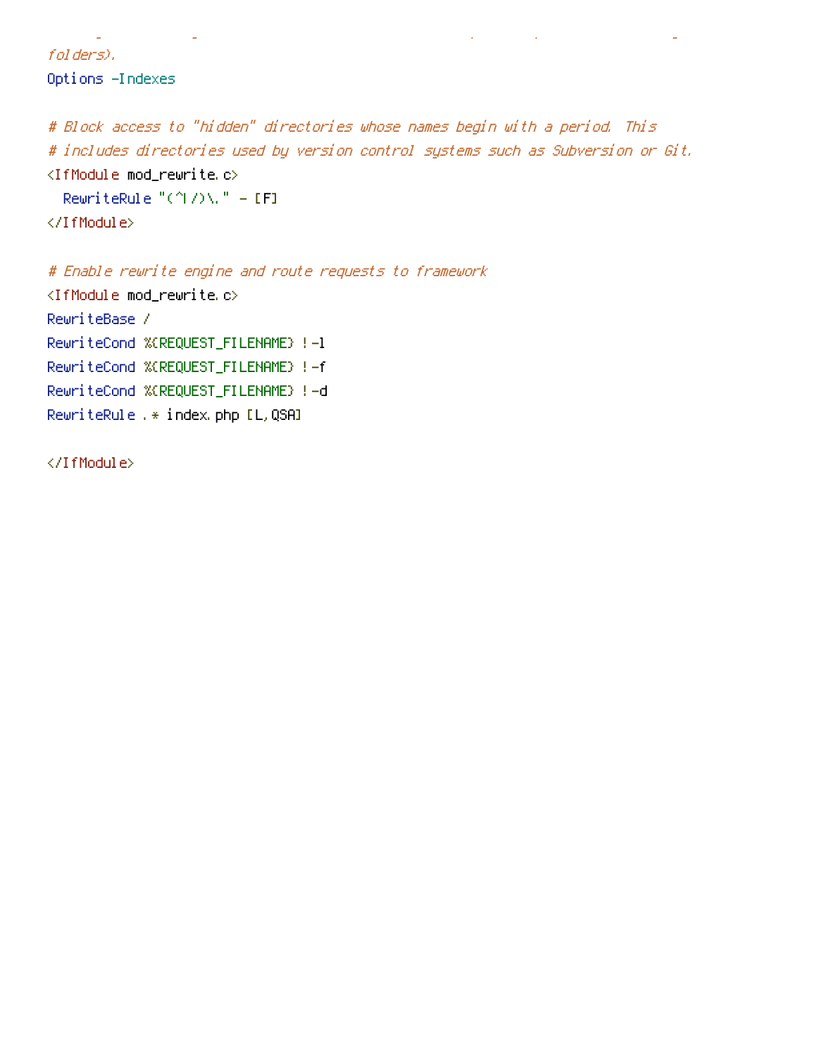```
folders).
Options -Indexes

# Block access to "hidden" directories whose names begin with a period. This
# includes directories used by version control systems such as Subversion or Git.
<IfModule mod_rewrite.c>
  RewriteRule "(^|/)\." - [F]
</IfModule>

# Enable rewrite engine and route requests to framework
<IfModule mod_rewrite.c>
RewriteBase /
RewriteCond %{REQUEST_FILENAME} !-l
RewriteCond %{REQUEST_FILENAME} !-f
RewriteCond %{REQUEST_FILENAME} !-d
RewriteRule .* index.php [L,QSA]

</IfModule>
```